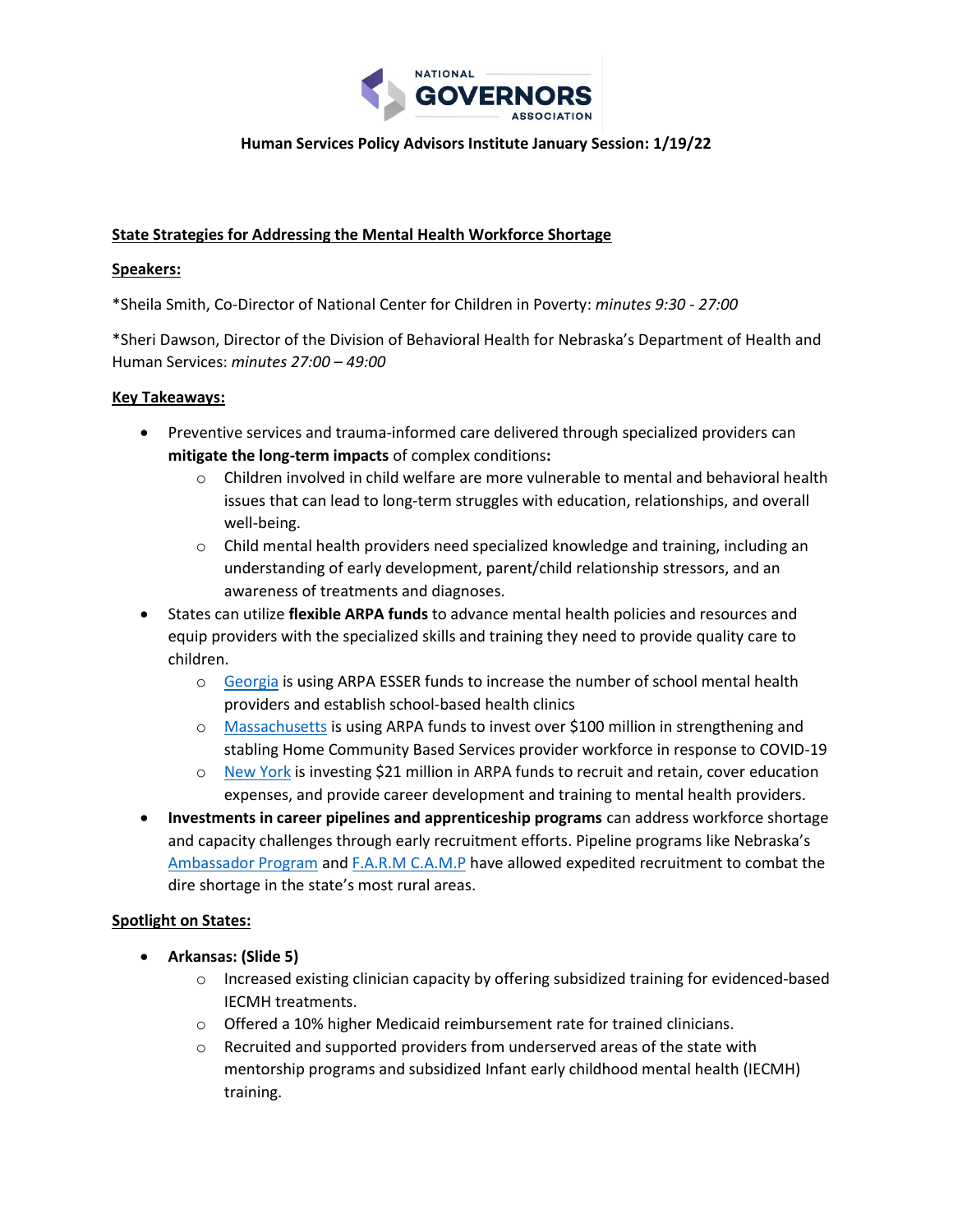**Human Services Policy Advisors Institute January Session: 1/19/22**

## State Strategies for Addressing the Mental Health Workforce Shortage

### Speakers:

*Sheila Smith, Co-Director of National Center for Children in Poverty: *minutes 9:30 - 27:00*

*Sheri Dawson, Director of the Division of Behavioral Health for Nebraska's Department of Health and Human Services: *minutes 27:00 – 49:00*

### Key Takeaways:

- Preventive services and trauma-informed care delivered through specialized providers can **mitigate the long-term impacts** of complex conditions**:**
  - Children involved in child welfare are more vulnerable to mental and behavioral health issues that can lead to long-term struggles with education, relationships, and overall well-being.
  - Child mental health providers need specialized knowledge and training, including an understanding of early development, parent/child relationship stressors, and an awareness of treatments and diagnoses.
- States can utilize **flexible ARPA funds** to advance mental health policies and resources and equip providers with the specialized skills and training they need to provide quality care to children.
  - Georgia is using ARPA ESSER funds to increase the number of school mental health providers and establish school-based health clinics
  - Massachusetts is using ARPA funds to invest over $100 million in strengthening and stabling Home Community Based Services provider workforce in response to COVID-19
  - New York is investing $21 million in ARPA funds to recruit and retain, cover education expenses, and provide career development and training to mental health providers.
- **Investments in career pipelines and apprenticeship programs** can address workforce shortage and capacity challenges through early recruitment efforts. Pipeline programs like Nebraska's Ambassador Program and F.A.R.M C.A.M.P have allowed expedited recruitment to combat the dire shortage in the state's most rural areas.

### Spotlight on States:

- **Arkansas: (Slide 5)**
  - Increased existing clinician capacity by offering subsidized training for evidenced-based IECMH treatments.
  - Offered a 10% higher Medicaid reimbursement rate for trained clinicians.
  - Recruited and supported providers from underserved areas of the state with mentorship programs and subsidized Infant early childhood mental health (IECMH) training.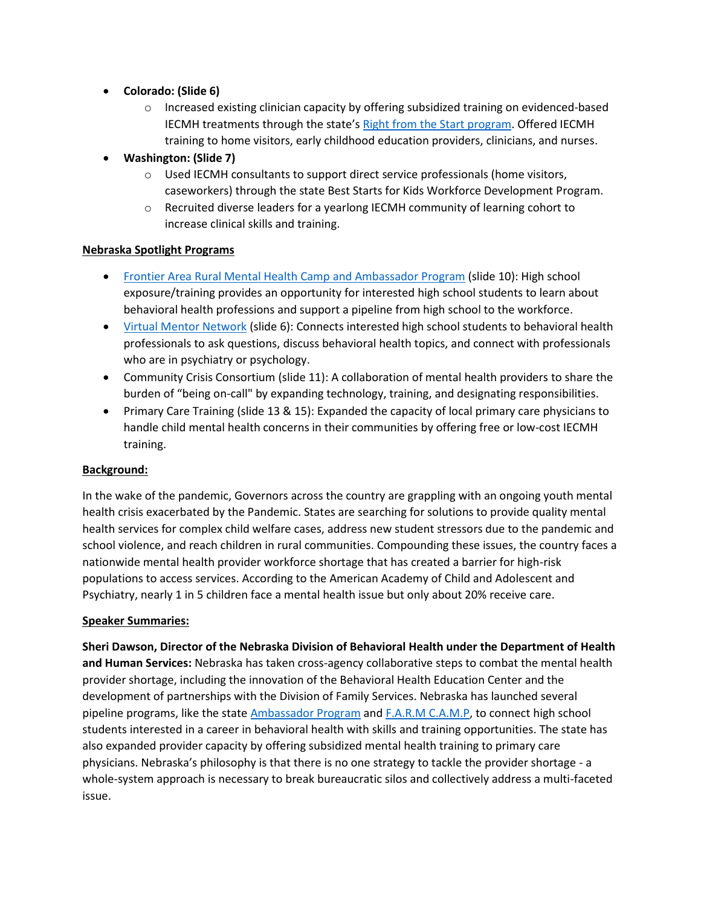- **Colorado: (Slide 6)**
  - Increased existing clinician capacity by offering subsidized training on evidenced-based IECMH treatments through the state's [Right from the Start program](). Offered IECMH training to home visitors, early childhood education providers, clinicians, and nurses.
- **Washington: (Slide 7)**
  - Used IECMH consultants to support direct service professionals (home visitors, caseworkers) through the state Best Starts for Kids Workforce Development Program.
  - Recruited diverse leaders for a yearlong IECMH community of learning cohort to increase clinical skills and training.

**<u>Nebraska Spotlight Programs</u>**

- [Frontier Area Rural Mental Health Camp and Ambassador Program]() (slide 10): High school exposure/training provides an opportunity for interested high school students to learn about behavioral health professions and support a pipeline from high school to the workforce.
- [Virtual Mentor Network]() (slide 6): Connects interested high school students to behavioral health professionals to ask questions, discuss behavioral health topics, and connect with professionals who are in psychiatry or psychology.
- Community Crisis Consortium (slide 11): A collaboration of mental health providers to share the burden of "being on-call" by expanding technology, training, and designating responsibilities.
- Primary Care Training (slide 13 & 15): Expanded the capacity of local primary care physicians to handle child mental health concerns in their communities by offering free or low-cost IECMH training.

**<u>Background:</u>**

In the wake of the pandemic, Governors across the country are grappling with an ongoing youth mental health crisis exacerbated by the Pandemic. States are searching for solutions to provide quality mental health services for complex child welfare cases, address new student stressors due to the pandemic and school violence, and reach children in rural communities. Compounding these issues, the country faces a nationwide mental health provider workforce shortage that has created a barrier for high-risk populations to access services. According to the American Academy of Child and Adolescent and Psychiatry, nearly 1 in 5 children face a mental health issue but only about 20% receive care.

**<u>Speaker Summaries:</u>**

**Sheri Dawson, Director of the Nebraska Division of Behavioral Health under the Department of Health and Human Services:** Nebraska has taken cross-agency collaborative steps to combat the mental health provider shortage, including the innovation of the Behavioral Health Education Center and the development of partnerships with the Division of Family Services. Nebraska has launched several pipeline programs, like the state [Ambassador Program]() and [F.A.R.M C.A.M.P](), to connect high school students interested in a career in behavioral health with skills and training opportunities. The state has also expanded provider capacity by offering subsidized mental health training to primary care physicians. Nebraska's philosophy is that there is no one strategy to tackle the provider shortage - a whole-system approach is necessary to break bureaucratic silos and collectively address a multi-faceted issue.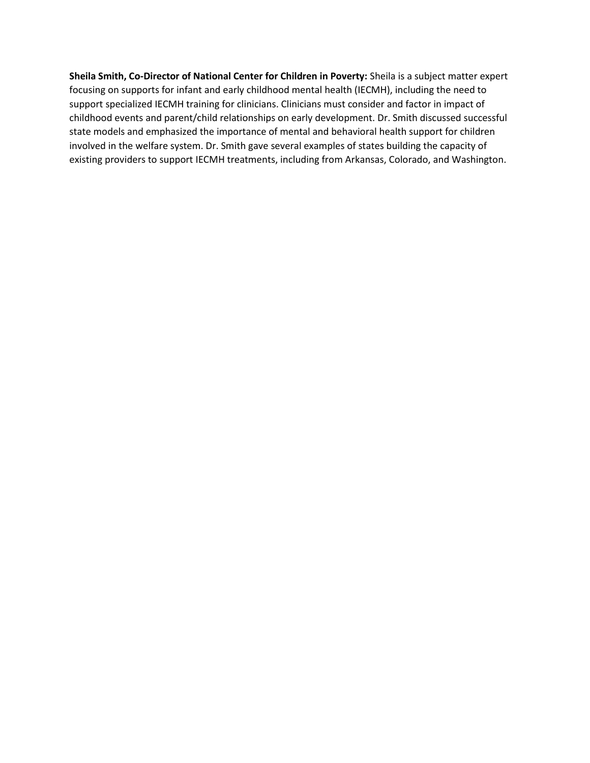**Sheila Smith, Co-Director of National Center for Children in Poverty:** Sheila is a subject matter expert focusing on supports for infant and early childhood mental health (IECMH), including the need to support specialized IECMH training for clinicians. Clinicians must consider and factor in impact of childhood events and parent/child relationships on early development. Dr. Smith discussed successful state models and emphasized the importance of mental and behavioral health support for children involved in the welfare system. Dr. Smith gave several examples of states building the capacity of existing providers to support IECMH treatments, including from Arkansas, Colorado, and Washington.